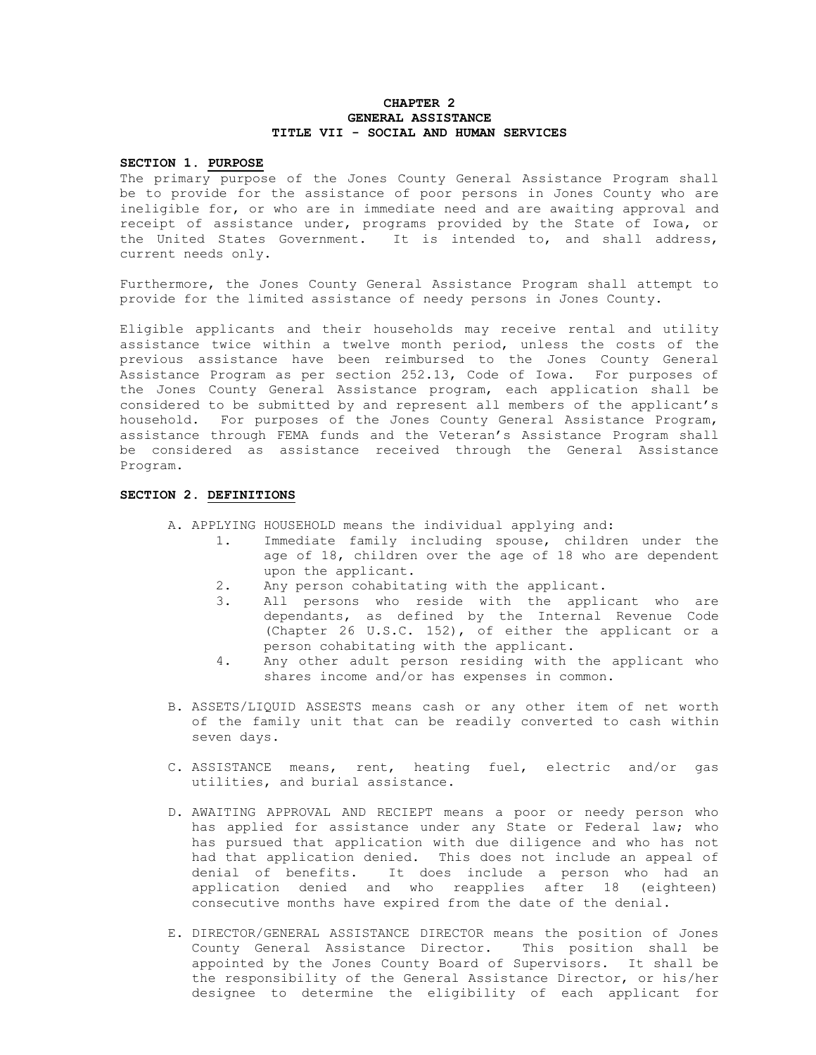# CHAPTER 2
# GENERAL ASSISTANCE
# TITLE VII - SOCIAL AND HUMAN SERVICES

## SECTION 1. PURPOSE

The primary purpose of the Jones County General Assistance Program shall be to provide for the assistance of poor persons in Jones County who are ineligible for, or who are in immediate need and are awaiting approval and receipt of assistance under, programs provided by the State of Iowa, or the United States Government. It is intended to, and shall address, current needs only.

Furthermore, the Jones County General Assistance Program shall attempt to provide for the limited assistance of needy persons in Jones County.

Eligible applicants and their households may receive rental and utility assistance twice within a twelve month period, unless the costs of the previous assistance have been reimbursed to the Jones County General Assistance Program as per section 252.13, Code of Iowa. For purposes of the Jones County General Assistance program, each application shall be considered to be submitted by and represent all members of the applicant's household. For purposes of the Jones County General Assistance Program, assistance through FEMA funds and the Veteran's Assistance Program shall be considered as assistance received through the General Assistance Program.

## SECTION 2. DEFINITIONS

A. APPLYING HOUSEHOLD means the individual applying and:
   1. Immediate family including spouse, children under the age of 18, children over the age of 18 who are dependent upon the applicant.
   2. Any person cohabitating with the applicant.
   3. All persons who reside with the applicant who are dependants, as defined by the Internal Revenue Code (Chapter 26 U.S.C. 152), of either the applicant or a person cohabitating with the applicant.
   4. Any other adult person residing with the applicant who shares income and/or has expenses in common.

B. ASSETS/LIQUID ASSESTS means cash or any other item of net worth of the family unit that can be readily converted to cash within seven days.

C. ASSISTANCE means, rent, heating fuel, electric and/or gas utilities, and burial assistance.

D. AWAITING APPROVAL AND RECIEPT means a poor or needy person who has applied for assistance under any State or Federal law; who has pursued that application with due diligence and who has not had that application denied. This does not include an appeal of denial of benefits. It does include a person who had an application denied and who reapplies after 18 (eighteen) consecutive months have expired from the date of the denial.

E. DIRECTOR/GENERAL ASSISTANCE DIRECTOR means the position of Jones County General Assistance Director. This position shall be appointed by the Jones County Board of Supervisors. It shall be the responsibility of the General Assistance Director, or his/her designee to determine the eligibility of each applicant for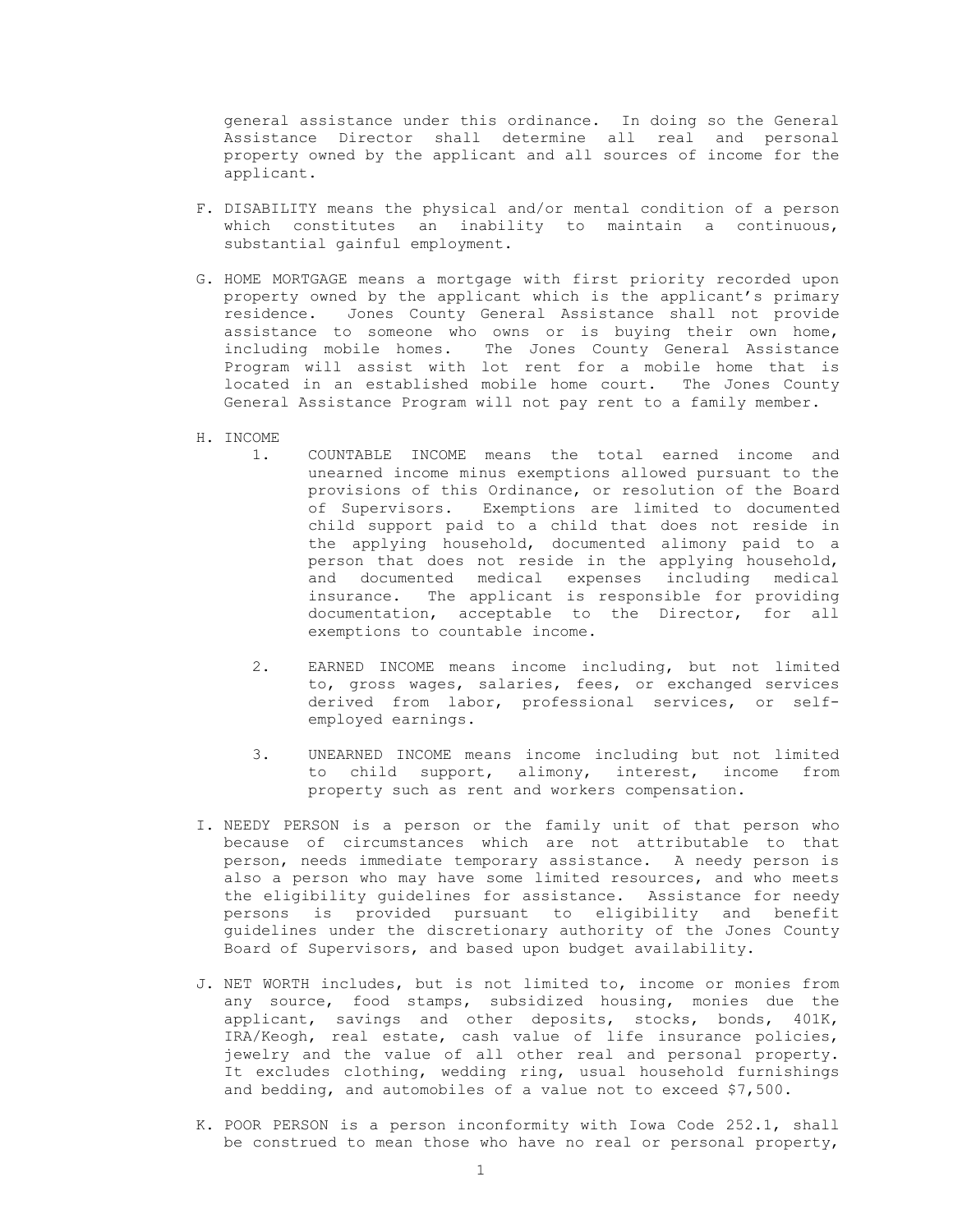general assistance under this ordinance. In doing so the General Assistance Director shall determine all real and personal property owned by the applicant and all sources of income for the applicant.

F. DISABILITY means the physical and/or mental condition of a person which constitutes an inability to maintain a continuous, substantial gainful employment.

G. HOME MORTGAGE means a mortgage with first priority recorded upon property owned by the applicant which is the applicant's primary residence. Jones County General Assistance shall not provide assistance to someone who owns or is buying their own home, including mobile homes. The Jones County General Assistance Program will assist with lot rent for a mobile home that is located in an established mobile home court. The Jones County General Assistance Program will not pay rent to a family member.

H. INCOME

1. COUNTABLE INCOME means the total earned income and unearned income minus exemptions allowed pursuant to the provisions of this Ordinance, or resolution of the Board of Supervisors. Exemptions are limited to documented child support paid to a child that does not reside in the applying household, documented alimony paid to a person that does not reside in the applying household, and documented medical expenses including medical insurance. The applicant is responsible for providing documentation, acceptable to the Director, for all exemptions to countable income.

2. EARNED INCOME means income including, but not limited to, gross wages, salaries, fees, or exchanged services derived from labor, professional services, or self-employed earnings.

3. UNEARNED INCOME means income including but not limited to child support, alimony, interest, income from property such as rent and workers compensation.

I. NEEDY PERSON is a person or the family unit of that person who because of circumstances which are not attributable to that person, needs immediate temporary assistance. A needy person is also a person who may have some limited resources, and who meets the eligibility guidelines for assistance. Assistance for needy persons is provided pursuant to eligibility and benefit guidelines under the discretionary authority of the Jones County Board of Supervisors, and based upon budget availability.

J. NET WORTH includes, but is not limited to, income or monies from any source, food stamps, subsidized housing, monies due the applicant, savings and other deposits, stocks, bonds, 401K, IRA/Keogh, real estate, cash value of life insurance policies, jewelry and the value of all other real and personal property. It excludes clothing, wedding ring, usual household furnishings and bedding, and automobiles of a value not to exceed $7,500.

K. POOR PERSON is a person inconformity with Iowa Code 252.1, shall be construed to mean those who have no real or personal property,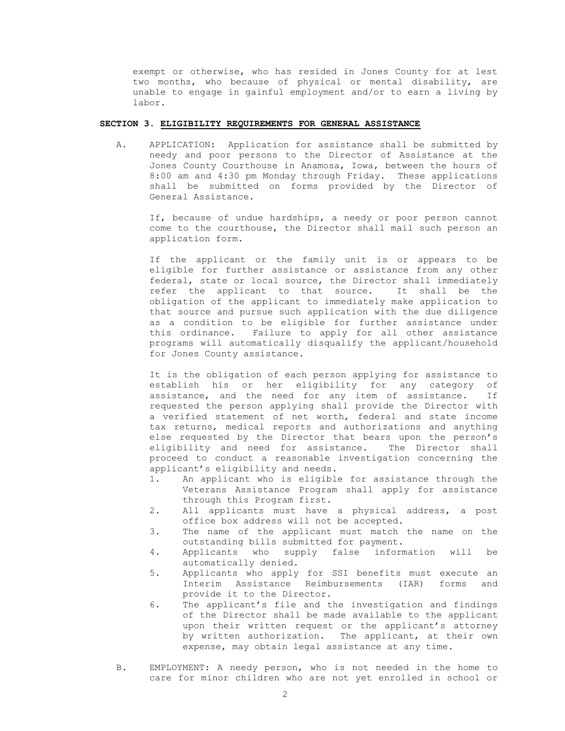exempt or otherwise, who has resided in Jones County for at lest two months, who because of physical or mental disability, are unable to engage in gainful employment and/or to earn a living by labor.

**SECTION 3. ELIGIBILITY REQUIREMENTS FOR GENERAL ASSISTANCE**

A. APPLICATION: Application for assistance shall be submitted by needy and poor persons to the Director of Assistance at the Jones County Courthouse in Anamosa, Iowa, between the hours of 8:00 am and 4:30 pm Monday through Friday. These applications shall be submitted on forms provided by the Director of General Assistance.

If, because of undue hardships, a needy or poor person cannot come to the courthouse, the Director shall mail such person an application form.

If the applicant or the family unit is or appears to be eligible for further assistance or assistance from any other federal, state or local source, the Director shall immediately refer the applicant to that source. It shall be the obligation of the applicant to immediately make application to that source and pursue such application with the due diligence as a condition to be eligible for further assistance under this ordinance. Failure to apply for all other assistance programs will automatically disqualify the applicant/household for Jones County assistance.

It is the obligation of each person applying for assistance to establish his or her eligibility for any category of assistance, and the need for any item of assistance. If requested the person applying shall provide the Director with a verified statement of net worth, federal and state income tax returns, medical reports and authorizations and anything else requested by the Director that bears upon the person's eligibility and need for assistance. The Director shall proceed to conduct a reasonable investigation concerning the applicant's eligibility and needs.

1. An applicant who is eligible for assistance through the Veterans Assistance Program shall apply for assistance through this Program first.
2. All applicants must have a physical address, a post office box address will not be accepted.
3. The name of the applicant must match the name on the outstanding bills submitted for payment.
4. Applicants who supply false information will be automatically denied.
5. Applicants who apply for SSI benefits must execute an Interim Assistance Reimbursements (IAR) forms and provide it to the Director.
6. The applicant's file and the investigation and findings of the Director shall be made available to the applicant upon their written request or the applicant's attorney by written authorization. The applicant, at their own expense, may obtain legal assistance at any time.

B. EMPLOYMENT: A needy person, who is not needed in the home to care for minor children who are not yet enrolled in school or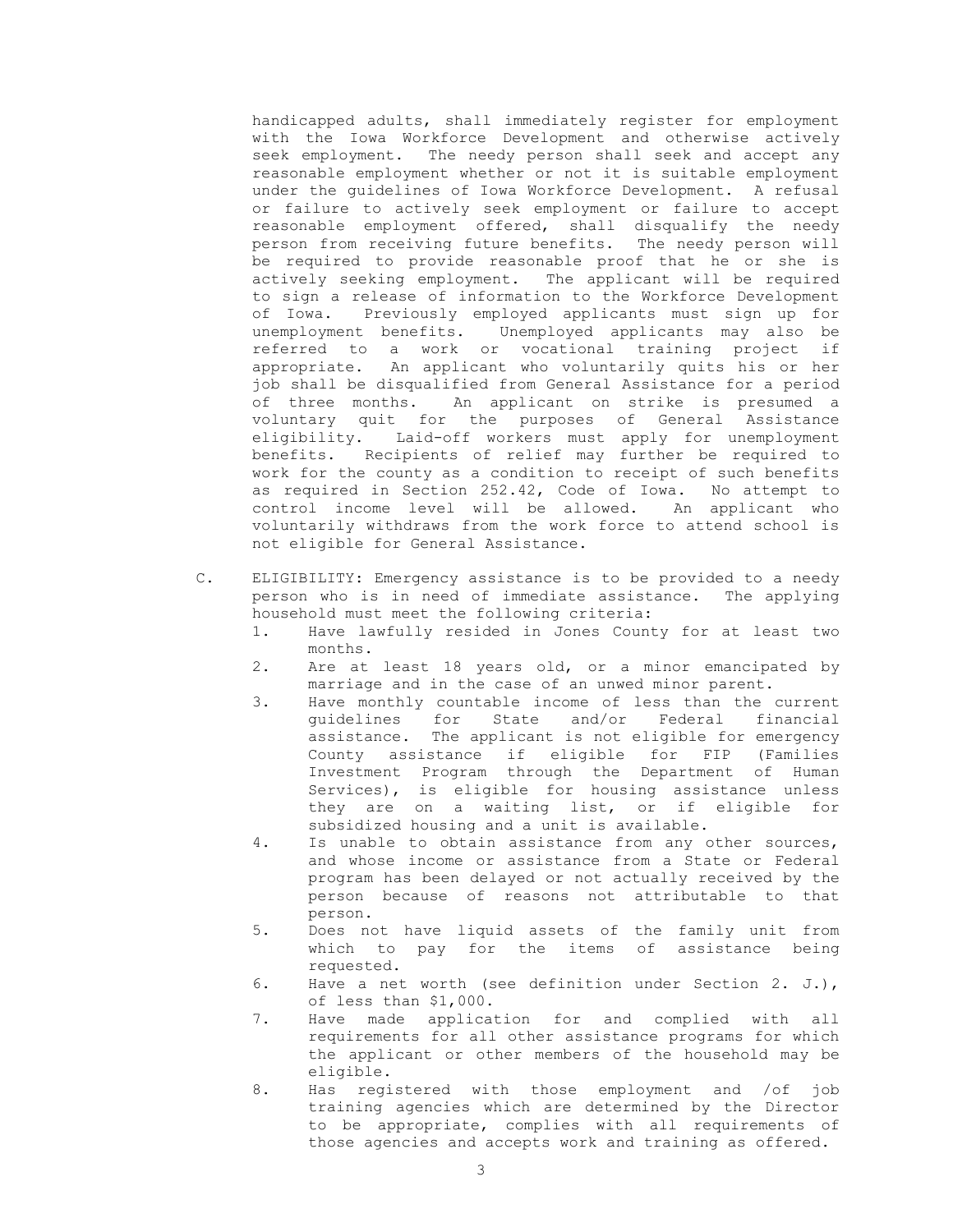handicapped adults, shall immediately register for employment with the Iowa Workforce Development and otherwise actively seek employment. The needy person shall seek and accept any reasonable employment whether or not it is suitable employment under the guidelines of Iowa Workforce Development. A refusal or failure to actively seek employment or failure to accept reasonable employment offered, shall disqualify the needy person from receiving future benefits. The needy person will be required to provide reasonable proof that he or she is actively seeking employment. The applicant will be required to sign a release of information to the Workforce Development of Iowa. Previously employed applicants must sign up for unemployment benefits. Unemployed applicants may also be referred to a work or vocational training project if appropriate. An applicant who voluntarily quits his or her job shall be disqualified from General Assistance for a period of three months. An applicant on strike is presumed a voluntary quit for the purposes of General Assistance eligibility. Laid-off workers must apply for unemployment benefits. Recipients of relief may further be required to work for the county as a condition to receipt of such benefits as required in Section 252.42, Code of Iowa. No attempt to control income level will be allowed. An applicant who voluntarily withdraws from the work force to attend school is not eligible for General Assistance.

C. ELIGIBILITY: Emergency assistance is to be provided to a needy person who is in need of immediate assistance. The applying household must meet the following criteria:

1. Have lawfully resided in Jones County for at least two months.
2. Are at least 18 years old, or a minor emancipated by marriage and in the case of an unwed minor parent.
3. Have monthly countable income of less than the current guidelines for State and/or Federal financial assistance. The applicant is not eligible for emergency County assistance if eligible for FIP (Families Investment Program through the Department of Human Services), is eligible for housing assistance unless they are on a waiting list, or if eligible for subsidized housing and a unit is available.
4. Is unable to obtain assistance from any other sources, and whose income or assistance from a State or Federal program has been delayed or not actually received by the person because of reasons not attributable to that person.
5. Does not have liquid assets of the family unit from which to pay for the items of assistance being requested.
6. Have a net worth (see definition under Section 2. J.), of less than $1,000.
7. Have made application for and complied with all requirements for all other assistance programs for which the applicant or other members of the household may be eligible.
8. Has registered with those employment and /of job training agencies which are determined by the Director to be appropriate, complies with all requirements of those agencies and accepts work and training as offered.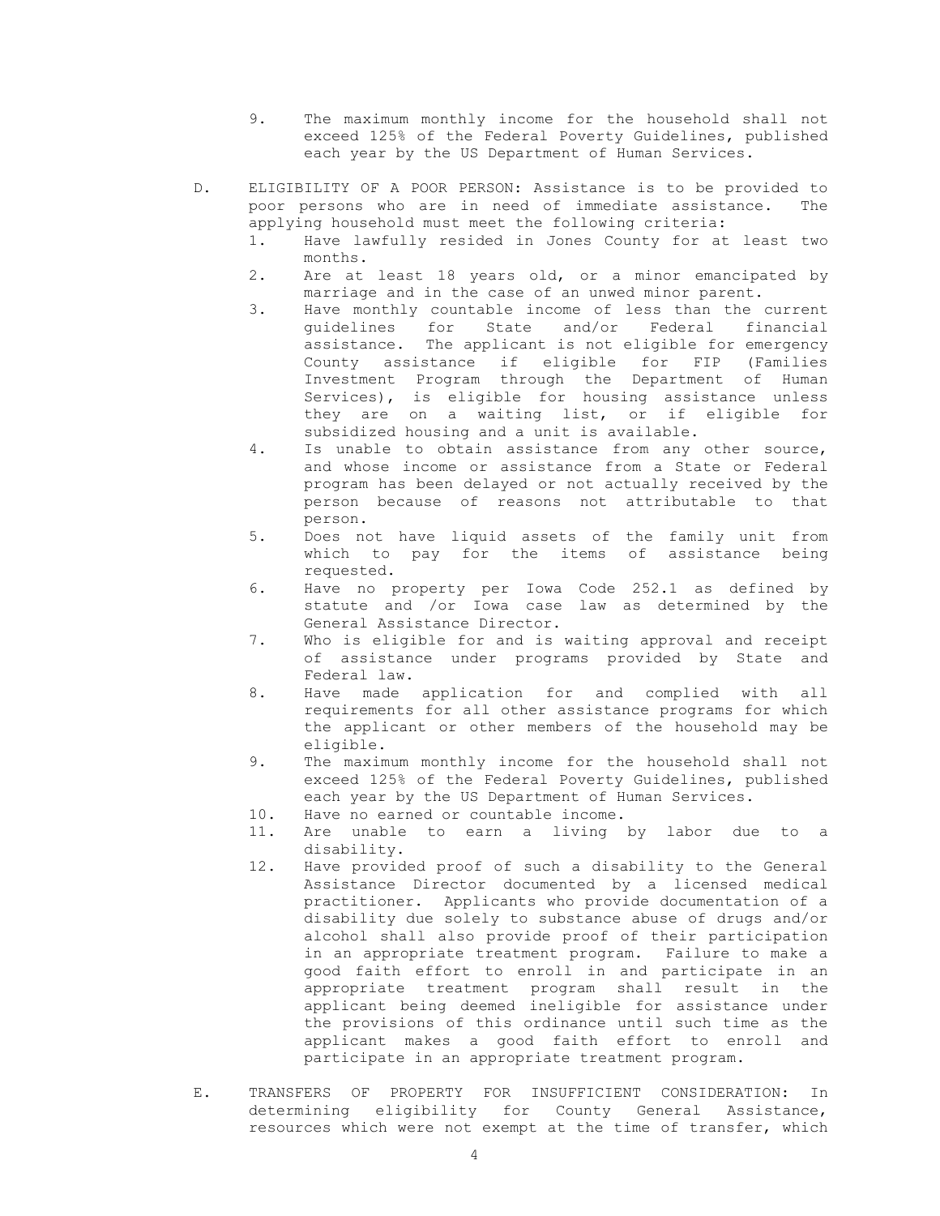9. The maximum monthly income for the household shall not exceed 125% of the Federal Poverty Guidelines, published each year by the US Department of Human Services.

D. ELIGIBILITY OF A POOR PERSON: Assistance is to be provided to poor persons who are in need of immediate assistance. The applying household must meet the following criteria:

1. Have lawfully resided in Jones County for at least two months.
2. Are at least 18 years old, or a minor emancipated by marriage and in the case of an unwed minor parent.
3. Have monthly countable income of less than the current guidelines for State and/or Federal financial assistance. The applicant is not eligible for emergency County assistance if eligible for FIP (Families Investment Program through the Department of Human Services), is eligible for housing assistance unless they are on a waiting list, or if eligible for subsidized housing and a unit is available.
4. Is unable to obtain assistance from any other source, and whose income or assistance from a State or Federal program has been delayed or not actually received by the person because of reasons not attributable to that person.
5. Does not have liquid assets of the family unit from which to pay for the items of assistance being requested.
6. Have no property per Iowa Code 252.1 as defined by statute and /or Iowa case law as determined by the General Assistance Director.
7. Who is eligible for and is waiting approval and receipt of assistance under programs provided by State and Federal law.
8. Have made application for and complied with all requirements for all other assistance programs for which the applicant or other members of the household may be eligible.
9. The maximum monthly income for the household shall not exceed 125% of the Federal Poverty Guidelines, published each year by the US Department of Human Services.
10. Have no earned or countable income.
11. Are unable to earn a living by labor due to a disability.
12. Have provided proof of such a disability to the General Assistance Director documented by a licensed medical practitioner. Applicants who provide documentation of a disability due solely to substance abuse of drugs and/or alcohol shall also provide proof of their participation in an appropriate treatment program. Failure to make a good faith effort to enroll in and participate in an appropriate treatment program shall result in the applicant being deemed ineligible for assistance under the provisions of this ordinance until such time as the applicant makes a good faith effort to enroll and participate in an appropriate treatment program.

E. TRANSFERS OF PROPERTY FOR INSUFFICIENT CONSIDERATION: In determining eligibility for County General Assistance, resources which were not exempt at the time of transfer, which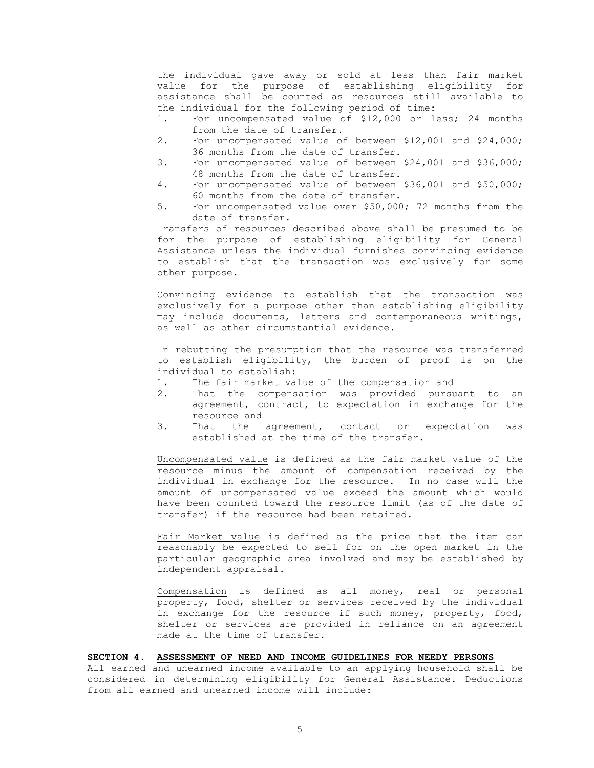the individual gave away or sold at less than fair market value for the purpose of establishing eligibility for assistance shall be counted as resources still available to the individual for the following period of time:

1. For uncompensated value of $12,000 or less; 24 months from the date of transfer.
2. For uncompensated value of between $12,001 and $24,000; 36 months from the date of transfer.
3. For uncompensated value of between $24,001 and $36,000; 48 months from the date of transfer.
4. For uncompensated value of between $36,001 and $50,000; 60 months from the date of transfer.
5. For uncompensated value over $50,000; 72 months from the date of transfer.

Transfers of resources described above shall be presumed to be for the purpose of establishing eligibility for General Assistance unless the individual furnishes convincing evidence to establish that the transaction was exclusively for some other purpose.

Convincing evidence to establish that the transaction was exclusively for a purpose other than establishing eligibility may include documents, letters and contemporaneous writings, as well as other circumstantial evidence.

In rebutting the presumption that the resource was transferred to establish eligibility, the burden of proof is on the individual to establish:

1. The fair market value of the compensation and
2. That the compensation was provided pursuant to an agreement, contract, to expectation in exchange for the resource and
3. That the agreement, contact or expectation was established at the time of the transfer.

<u>Uncompensated value</u> is defined as the fair market value of the resource minus the amount of compensation received by the individual in exchange for the resource. In no case will the amount of uncompensated value exceed the amount which would have been counted toward the resource limit (as of the date of transfer) if the resource had been retained.

<u>Fair Market value</u> is defined as the price that the item can reasonably be expected to sell for on the open market in the particular geographic area involved and may be established by independent appraisal.

<u>Compensation</u> is defined as all money, real or personal property, food, shelter or services received by the individual in exchange for the resource if such money, property, food, shelter or services are provided in reliance on an agreement made at the time of transfer.

**SECTION 4. <u>ASSESSMENT OF NEED AND INCOME GUIDELINES FOR NEEDY PERSONS</u>**

All earned and unearned income available to an applying household shall be considered in determining eligibility for General Assistance. Deductions from all earned and unearned income will include: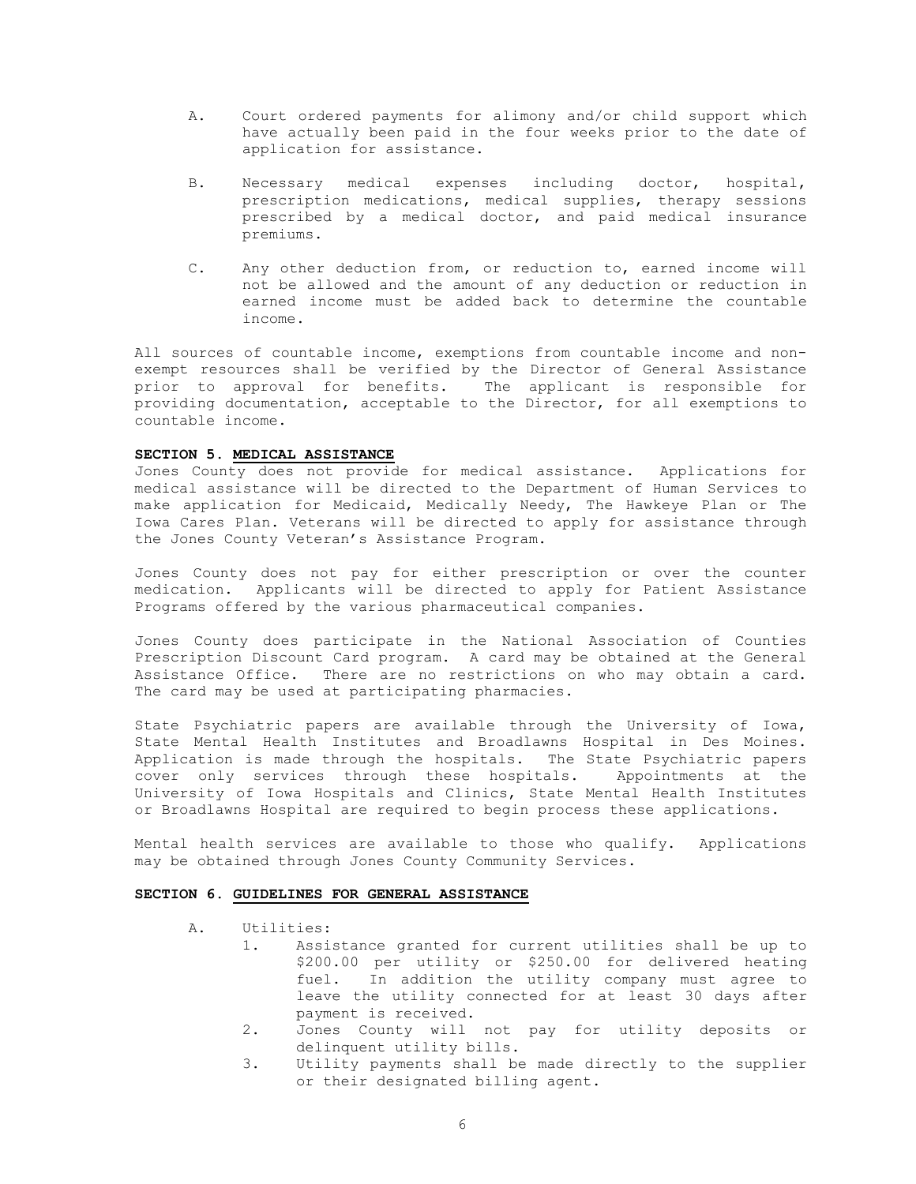A. Court ordered payments for alimony and/or child support which have actually been paid in the four weeks prior to the date of application for assistance.

B. Necessary medical expenses including doctor, hospital, prescription medications, medical supplies, therapy sessions prescribed by a medical doctor, and paid medical insurance premiums.

C. Any other deduction from, or reduction to, earned income will not be allowed and the amount of any deduction or reduction in earned income must be added back to determine the countable income.

All sources of countable income, exemptions from countable income and non-exempt resources shall be verified by the Director of General Assistance prior to approval for benefits. The applicant is responsible for providing documentation, acceptable to the Director, for all exemptions to countable income.

**SECTION 5. MEDICAL ASSISTANCE**

Jones County does not provide for medical assistance. Applications for medical assistance will be directed to the Department of Human Services to make application for Medicaid, Medically Needy, The Hawkeye Plan or The Iowa Cares Plan. Veterans will be directed to apply for assistance through the Jones County Veteran's Assistance Program.

Jones County does not pay for either prescription or over the counter medication. Applicants will be directed to apply for Patient Assistance Programs offered by the various pharmaceutical companies.

Jones County does participate in the National Association of Counties Prescription Discount Card program. A card may be obtained at the General Assistance Office. There are no restrictions on who may obtain a card. The card may be used at participating pharmacies.

State Psychiatric papers are available through the University of Iowa, State Mental Health Institutes and Broadlawns Hospital in Des Moines. Application is made through the hospitals. The State Psychiatric papers cover only services through these hospitals. Appointments at the University of Iowa Hospitals and Clinics, State Mental Health Institutes or Broadlawns Hospital are required to begin process these applications.

Mental health services are available to those who qualify. Applications may be obtained through Jones County Community Services.

**SECTION 6. GUIDELINES FOR GENERAL ASSISTANCE**

A. Utilities:
   1. Assistance granted for current utilities shall be up to \$200.00 per utility or \$250.00 for delivered heating fuel. In addition the utility company must agree to leave the utility connected for at least 30 days after payment is received.
   2. Jones County will not pay for utility deposits or delinquent utility bills.
   3. Utility payments shall be made directly to the supplier or their designated billing agent.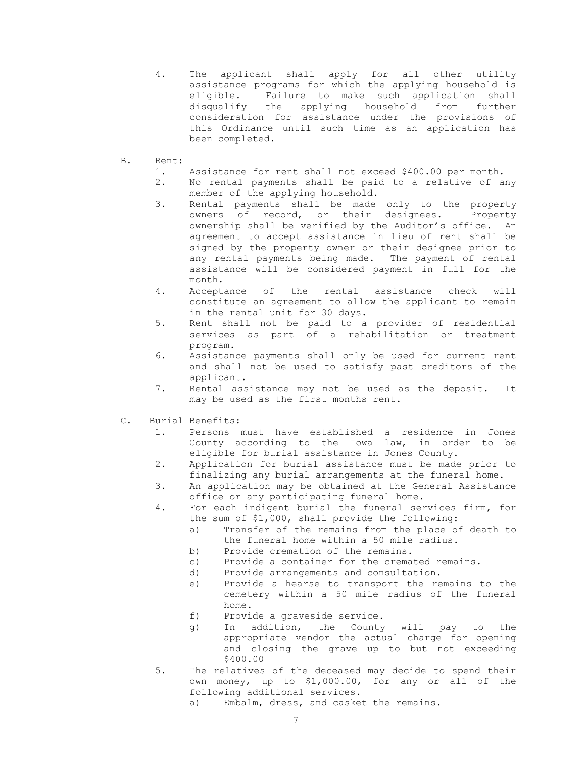4. The applicant shall apply for all other utility assistance programs for which the applying household is eligible. Failure to make such application shall disqualify the applying household from further consideration for assistance under the provisions of this Ordinance until such time as an application has been completed.

B. Rent:

1. Assistance for rent shall not exceed $400.00 per month.
2. No rental payments shall be paid to a relative of any member of the applying household.
3. Rental payments shall be made only to the property owners of record, or their designees. Property ownership shall be verified by the Auditor's office. An agreement to accept assistance in lieu of rent shall be signed by the property owner or their designee prior to any rental payments being made. The payment of rental assistance will be considered payment in full for the month.
4. Acceptance of the rental assistance check will constitute an agreement to allow the applicant to remain in the rental unit for 30 days.
5. Rent shall not be paid to a provider of residential services as part of a rehabilitation or treatment program.
6. Assistance payments shall only be used for current rent and shall not be used to satisfy past creditors of the applicant.
7. Rental assistance may not be used as the deposit. It may be used as the first months rent.

C. Burial Benefits:

1. Persons must have established a residence in Jones County according to the Iowa law, in order to be eligible for burial assistance in Jones County.
2. Application for burial assistance must be made prior to finalizing any burial arrangements at the funeral home.
3. An application may be obtained at the General Assistance office or any participating funeral home.
4. For each indigent burial the funeral services firm, for the sum of $1,000, shall provide the following:
   a) Transfer of the remains from the place of death to the funeral home within a 50 mile radius.
   b) Provide cremation of the remains.
   c) Provide a container for the cremated remains.
   d) Provide arrangements and consultation.
   e) Provide a hearse to transport the remains to the cemetery within a 50 mile radius of the funeral home.
   f) Provide a graveside service.
   g) In addition, the County will pay to the appropriate vendor the actual charge for opening and closing the grave up to but not exceeding $400.00
5. The relatives of the deceased may decide to spend their own money, up to $1,000.00, for any or all of the following additional services.
   a) Embalm, dress, and casket the remains.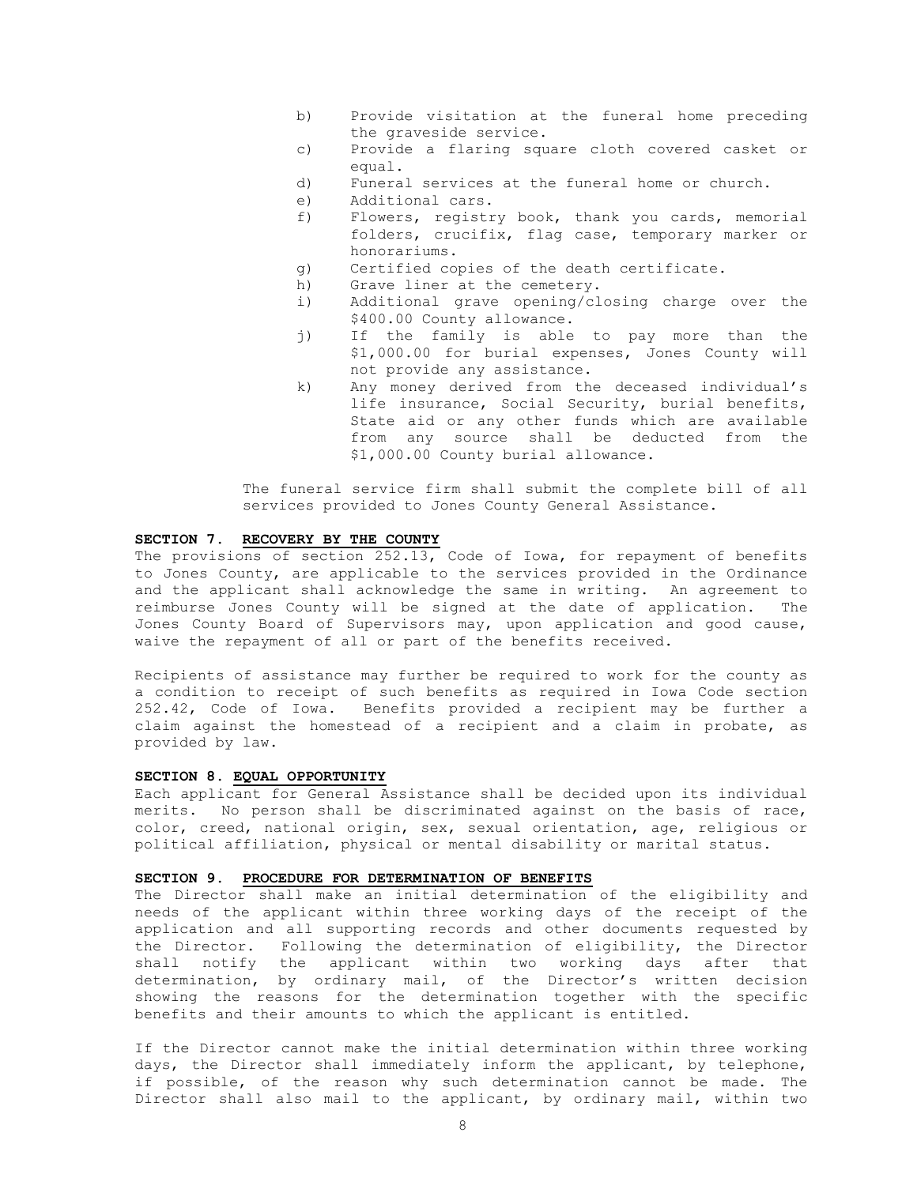b) Provide visitation at the funeral home preceding the graveside service.
c) Provide a flaring square cloth covered casket or equal.
d) Funeral services at the funeral home or church.
e) Additional cars.
f) Flowers, registry book, thank you cards, memorial folders, crucifix, flag case, temporary marker or honorariums.
g) Certified copies of the death certificate.
h) Grave liner at the cemetery.
i) Additional grave opening/closing charge over the $400.00 County allowance.
j) If the family is able to pay more than the $1,000.00 for burial expenses, Jones County will not provide any assistance.
k) Any money derived from the deceased individual's life insurance, Social Security, burial benefits, State aid or any other funds which are available from any source shall be deducted from the $1,000.00 County burial allowance.

The funeral service firm shall submit the complete bill of all services provided to Jones County General Assistance.

**SECTION 7. RECOVERY BY THE COUNTY**

The provisions of section 252.13, Code of Iowa, for repayment of benefits to Jones County, are applicable to the services provided in the Ordinance and the applicant shall acknowledge the same in writing. An agreement to reimburse Jones County will be signed at the date of application. The Jones County Board of Supervisors may, upon application and good cause, waive the repayment of all or part of the benefits received.

Recipients of assistance may further be required to work for the county as a condition to receipt of such benefits as required in Iowa Code section 252.42, Code of Iowa. Benefits provided a recipient may be further a claim against the homestead of a recipient and a claim in probate, as provided by law.

**SECTION 8. EQUAL OPPORTUNITY**

Each applicant for General Assistance shall be decided upon its individual merits. No person shall be discriminated against on the basis of race, color, creed, national origin, sex, sexual orientation, age, religious or political affiliation, physical or mental disability or marital status.

**SECTION 9. PROCEDURE FOR DETERMINATION OF BENEFITS**

The Director shall make an initial determination of the eligibility and needs of the applicant within three working days of the receipt of the application and all supporting records and other documents requested by the Director. Following the determination of eligibility, the Director shall notify the applicant within two working days after that determination, by ordinary mail, of the Director's written decision showing the reasons for the determination together with the specific benefits and their amounts to which the applicant is entitled.

If the Director cannot make the initial determination within three working days, the Director shall immediately inform the applicant, by telephone, if possible, of the reason why such determination cannot be made. The Director shall also mail to the applicant, by ordinary mail, within two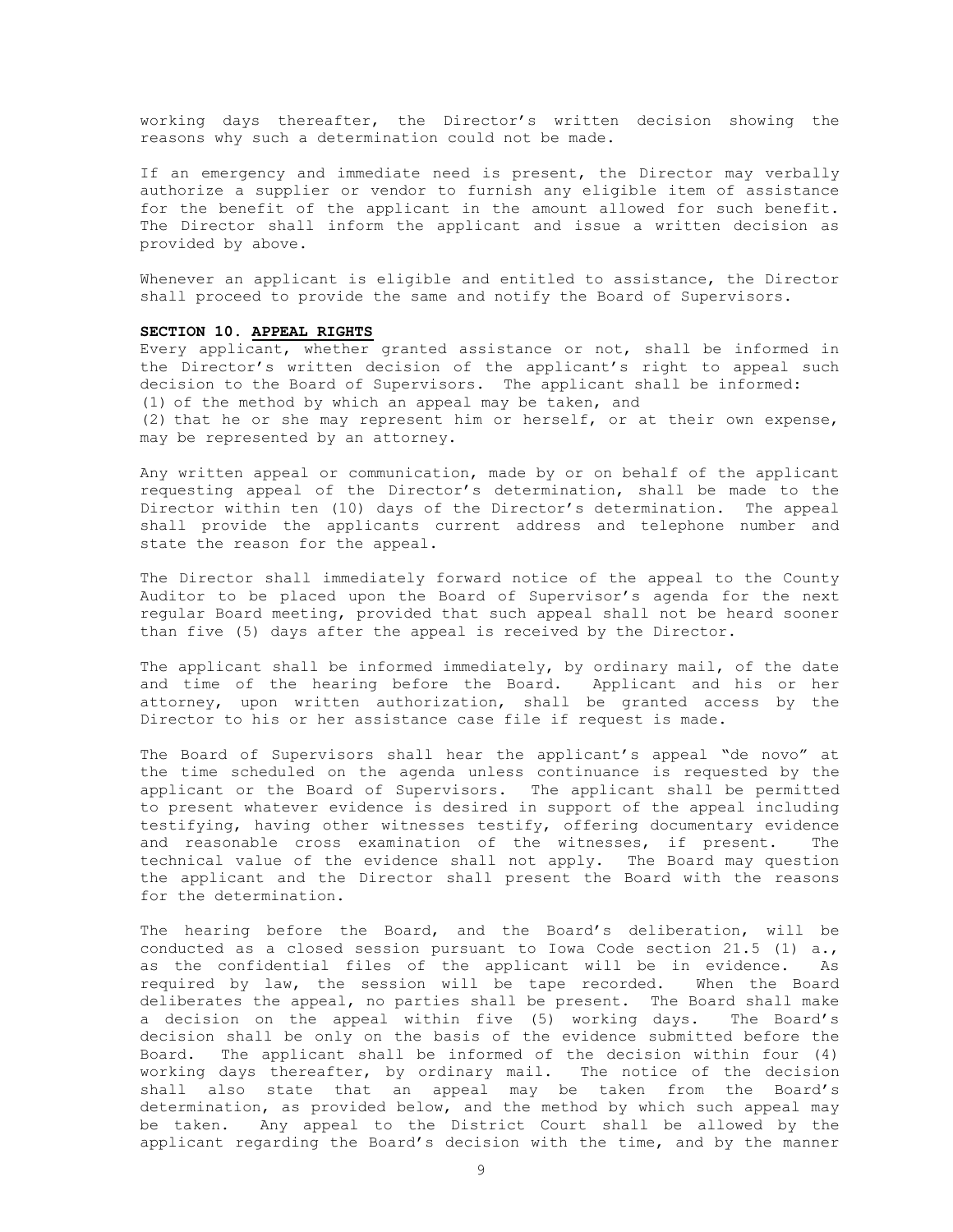working days thereafter, the Director's written decision showing the reasons why such a determination could not be made.

If an emergency and immediate need is present, the Director may verbally authorize a supplier or vendor to furnish any eligible item of assistance for the benefit of the applicant in the amount allowed for such benefit. The Director shall inform the applicant and issue a written decision as provided by above.

Whenever an applicant is eligible and entitled to assistance, the Director shall proceed to provide the same and notify the Board of Supervisors.

**SECTION 10. <u>APPEAL RIGHTS</u>**

Every applicant, whether granted assistance or not, shall be informed in the Director's written decision of the applicant's right to appeal such decision to the Board of Supervisors. The applicant shall be informed:
(1) of the method by which an appeal may be taken, and
(2) that he or she may represent him or herself, or at their own expense, may be represented by an attorney.

Any written appeal or communication, made by or on behalf of the applicant requesting appeal of the Director's determination, shall be made to the Director within ten (10) days of the Director's determination. The appeal shall provide the applicants current address and telephone number and state the reason for the appeal.

The Director shall immediately forward notice of the appeal to the County Auditor to be placed upon the Board of Supervisor's agenda for the next regular Board meeting, provided that such appeal shall not be heard sooner than five (5) days after the appeal is received by the Director.

The applicant shall be informed immediately, by ordinary mail, of the date and time of the hearing before the Board. Applicant and his or her attorney, upon written authorization, shall be granted access by the Director to his or her assistance case file if request is made.

The Board of Supervisors shall hear the applicant's appeal "de novo" at the time scheduled on the agenda unless continuance is requested by the applicant or the Board of Supervisors. The applicant shall be permitted to present whatever evidence is desired in support of the appeal including testifying, having other witnesses testify, offering documentary evidence and reasonable cross examination of the witnesses, if present. The technical value of the evidence shall not apply. The Board may question the applicant and the Director shall present the Board with the reasons for the determination.

The hearing before the Board, and the Board's deliberation, will be conducted as a closed session pursuant to Iowa Code section 21.5 (1) a., as the confidential files of the applicant will be in evidence. As required by law, the session will be tape recorded. When the Board deliberates the appeal, no parties shall be present. The Board shall make a decision on the appeal within five (5) working days. The Board's decision shall be only on the basis of the evidence submitted before the Board. The applicant shall be informed of the decision within four (4) working days thereafter, by ordinary mail. The notice of the decision shall also state that an appeal may be taken from the Board's determination, as provided below, and the method by which such appeal may be taken. Any appeal to the District Court shall be allowed by the applicant regarding the Board's decision with the time, and by the manner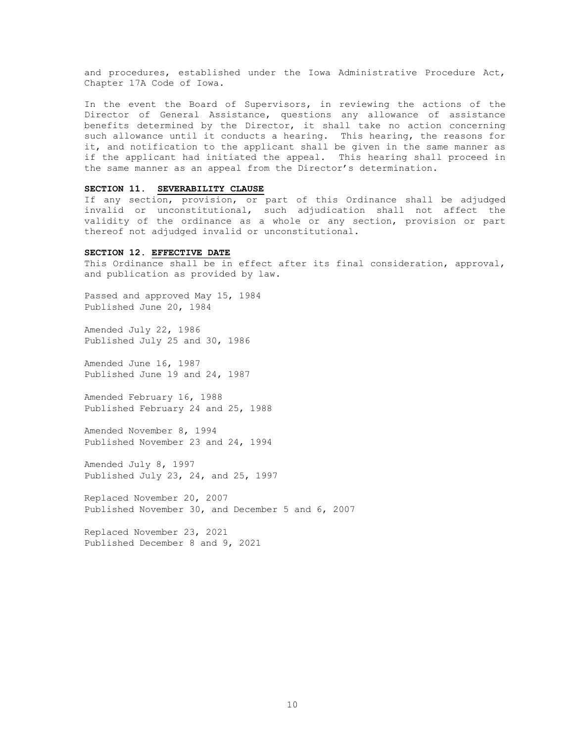and procedures, established under the Iowa Administrative Procedure Act, Chapter 17A Code of Iowa.

In the event the Board of Supervisors, in reviewing the actions of the Director of General Assistance, questions any allowance of assistance benefits determined by the Director, it shall take no action concerning such allowance until it conducts a hearing. This hearing, the reasons for it, and notification to the applicant shall be given in the same manner as if the applicant had initiated the appeal. This hearing shall proceed in the same manner as an appeal from the Director's determination.

**SECTION 11. SEVERABILITY CLAUSE**

If any section, provision, or part of this Ordinance shall be adjudged invalid or unconstitutional, such adjudication shall not affect the validity of the ordinance as a whole or any section, provision or part thereof not adjudged invalid or unconstitutional.

**SECTION 12. EFFECTIVE DATE**

This Ordinance shall be in effect after its final consideration, approval, and publication as provided by law.

Passed and approved May 15, 1984
Published June 20, 1984

Amended July 22, 1986
Published July 25 and 30, 1986

Amended June 16, 1987
Published June 19 and 24, 1987

Amended February 16, 1988
Published February 24 and 25, 1988

Amended November 8, 1994
Published November 23 and 24, 1994

Amended July 8, 1997
Published July 23, 24, and 25, 1997

Replaced November 20, 2007
Published November 30, and December 5 and 6, 2007

Replaced November 23, 2021
Published December 8 and 9, 2021